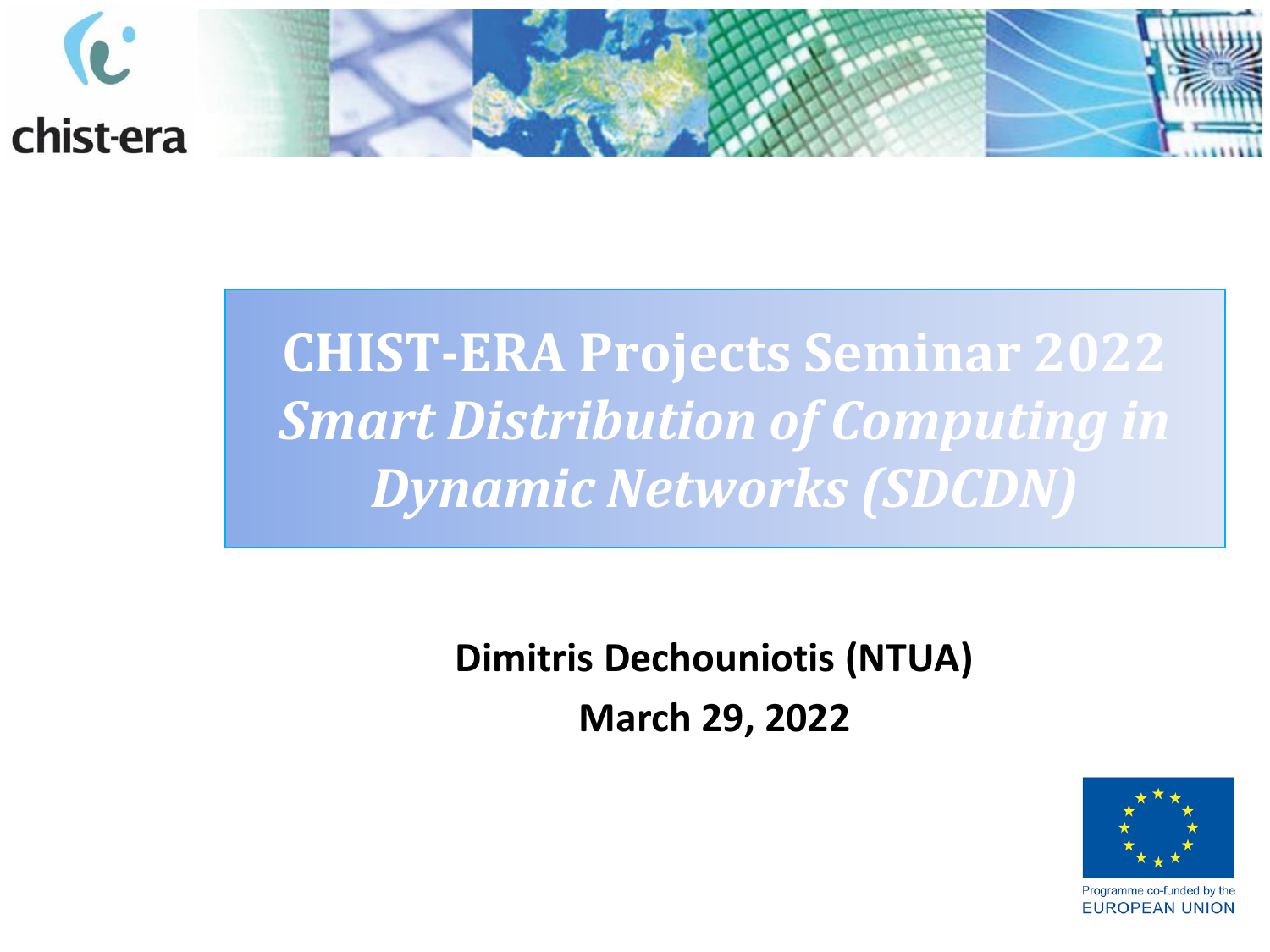chist-era

# CHIST-ERA Projects Seminar 2022
## *Smart Distribution of Computing in Dynamic Networks (SDCDN)*

**Dimitris Dechouniotis (NTUA)**

**March 29, 2022**

Programme co-funded by the EUROPEAN UNION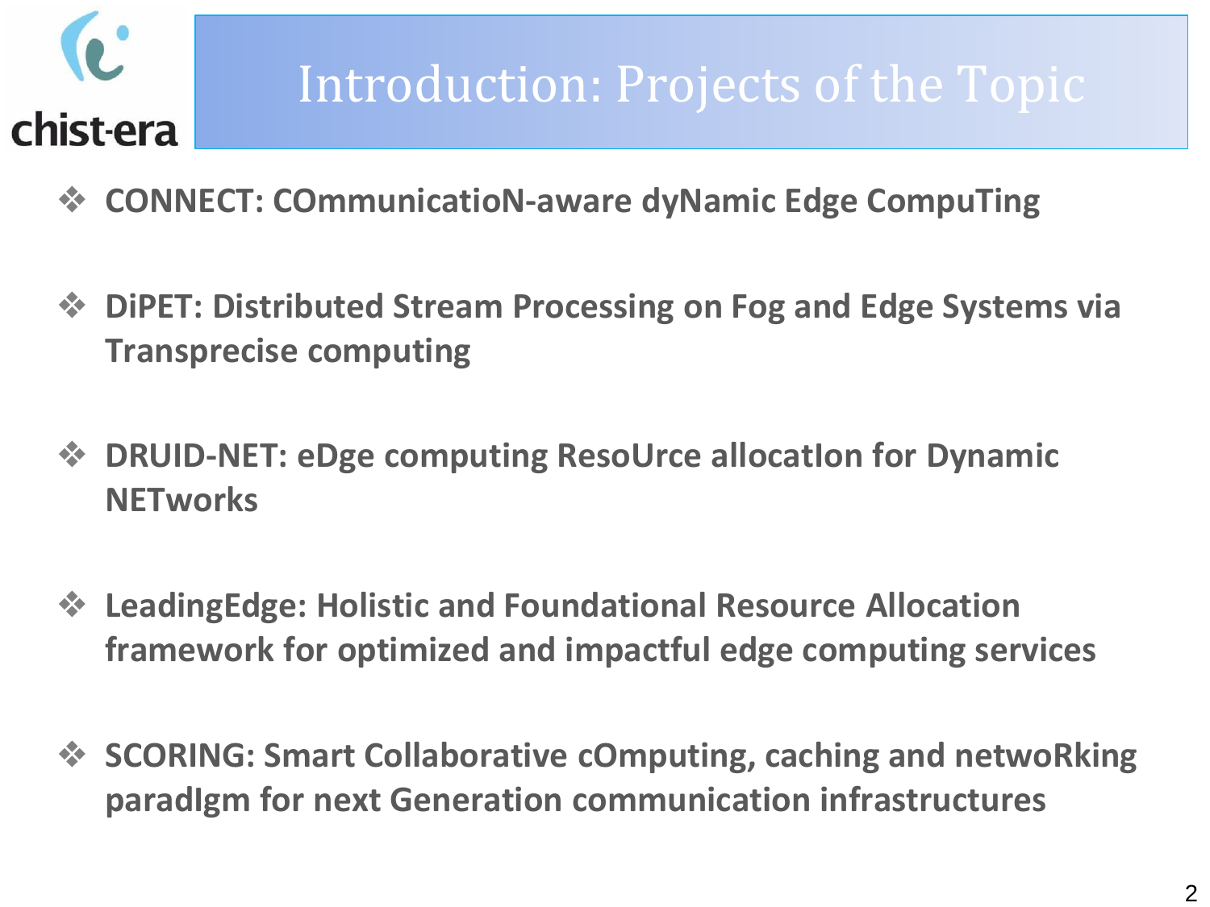# Introduction: Projects of the Topic

- **CONNECT: COmmunicatioN-aware dyNamic Edge CompuTing**
- **DiPET: Distributed Stream Processing on Fog and Edge Systems via Transprecise computing**
- **DRUID-NET: eDge computing ResoUrce allocatIon for Dynamic NETworks**
- **LeadingEdge: Holistic and Foundational Resource Allocation framework for optimized and impactful edge computing services**
- **SCORING: Smart Collaborative cOmputing, caching and netwoRking paradIgm for next Generation communication infrastructures**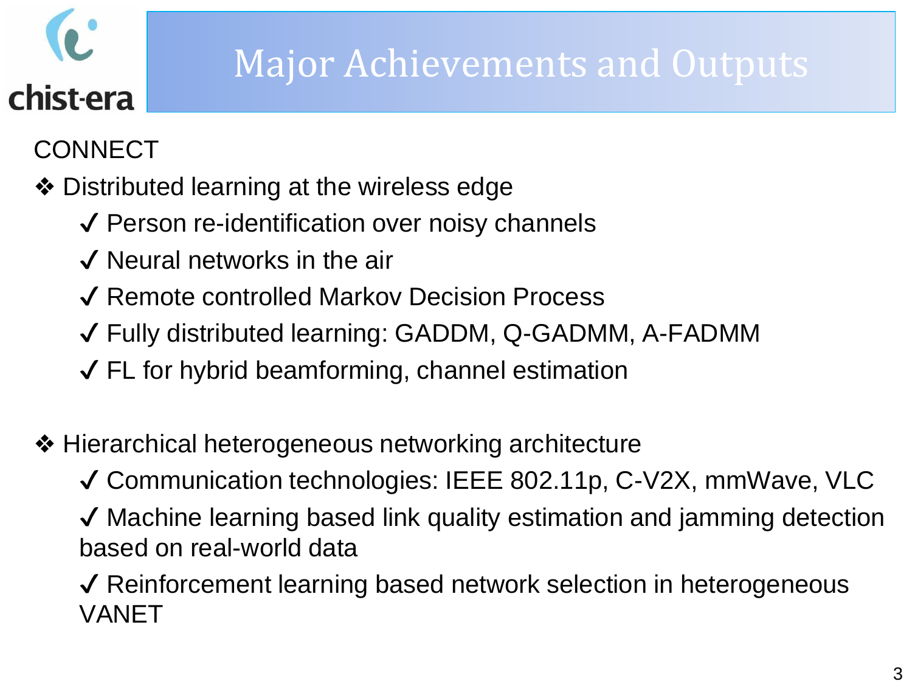# Major Achievements and Outputs

CONNECT

❖ Distributed learning at the wireless edge

- ✔ Person re-identification over noisy channels
- ✔ Neural networks in the air
- ✔ Remote controlled Markov Decision Process
- ✔ Fully distributed learning: GADDM, Q-GADMM, A-FADMM
- ✔ FL for hybrid beamforming, channel estimation

❖ Hierarchical heterogeneous networking architecture

- ✔ Communication technologies: IEEE 802.11p, C-V2X, mmWave, VLC
- ✔ Machine learning based link quality estimation and jamming detection based on real-world data
- ✔ Reinforcement learning based network selection in heterogeneous VANET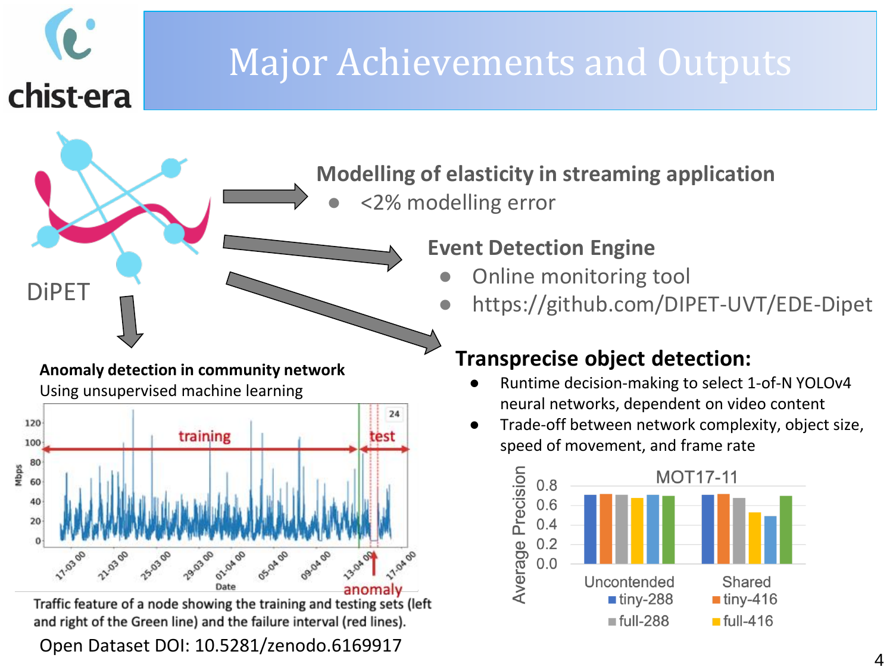# Major Achievements and Outputs

chist-era

DiPET

### Modelling of elasticity in streaming application

- <2% modelling error

### Event Detection Engine

- Online monitoring tool
- https://github.com/DIPET-UVT/EDE-Dipet

### Anomaly detection in community network

Using unsupervised machine learning

24
training
test
120
100
80
60
40
20
0
Mbps
17-03 00
21-03 00
25-03 00
29-03 00
01-04 00
05-04 00
09-04 00
13-04 00
17-04 00
Date
anomaly

Traffic feature of a node showing the training and testing sets (left and right of the Green line) and the failure interval (red lines).

Open Dataset DOI: 10.5281/zenodo.6169917

### Transprecise object detection:

- Runtime decision-making to select 1-of-N YOLOv4 neural networks, dependent on video content
- Trade-off between network complexity, object size, speed of movement, and frame rate

MOT17-11
Average Precision
0.8
0.6
0.4
0.2
0.0
Uncontended
Shared
tiny-288
tiny-416
full-288
full-416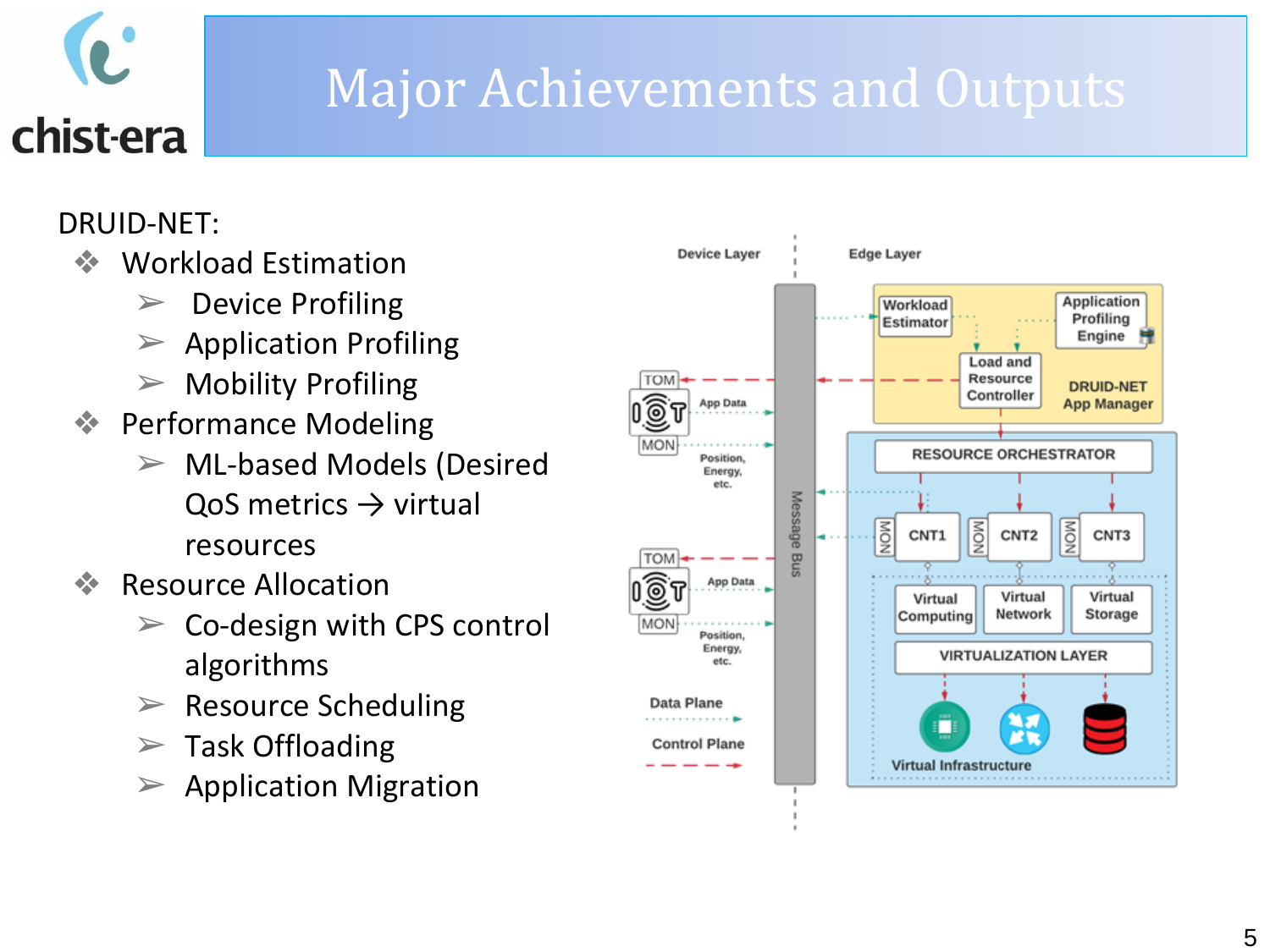# Major Achievements and Outputs

DRUID-NET:

- Workload Estimation
  - Device Profiling
  - Application Profiling
  - Mobility Profiling
- Performance Modeling
  - ML-based Models (Desired QoS metrics → virtual resources
- Resource Allocation
  - Co-design with CPS control algorithms
  - Resource Scheduling
  - Task Offloading
  - Application Migration

Device Layer

Edge Layer

Workload Estimator

Application Profiling Engine

Load and Resource Controller

DRUID-NET App Manager

TOM

App Data

MON

Position, Energy, etc.

Message Bus

RESOURCE ORCHESTRATOR

MON CNT1

MON CNT2

MON CNT3

Virtual Computing

Virtual Network

Virtual Storage

VIRTUALIZATION LAYER

Virtual Infrastructure

Data Plane

Control Plane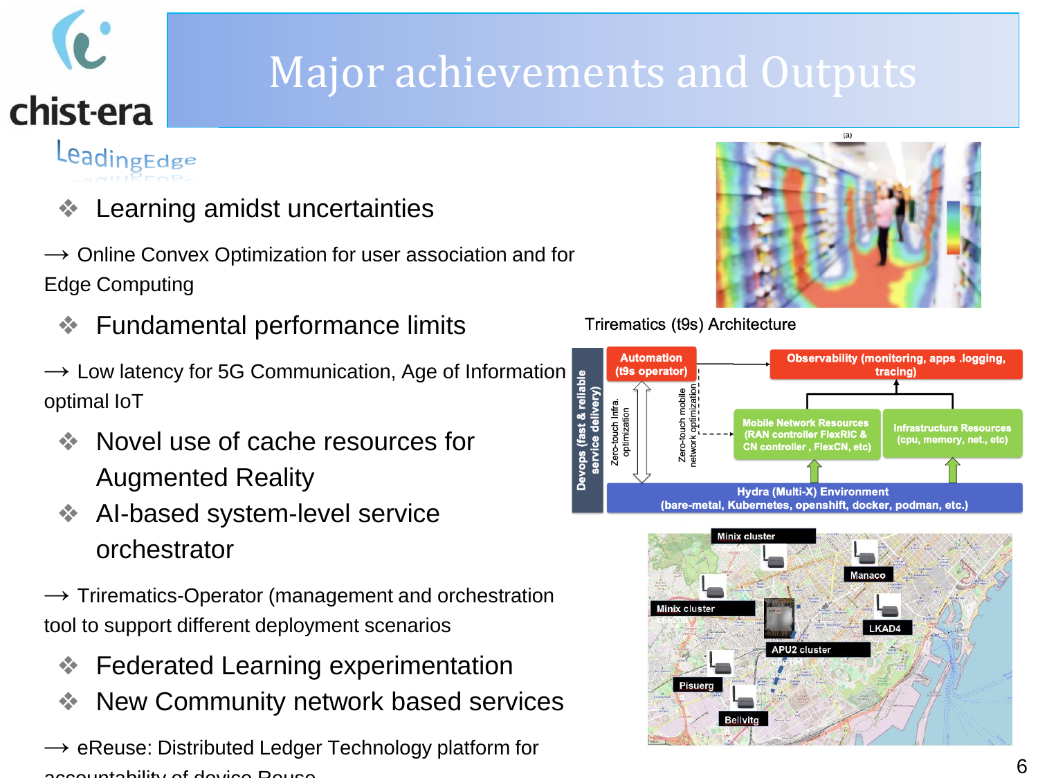# Major achievements and Outputs

LeadingEdge

- Learning amidst uncertainties

→ Online Convex Optimization for user association and for Edge Computing

- Fundamental performance limits

→ Low latency for 5G Communication, Age of Information optimal IoT

- Novel use of cache resources for Augmented Reality
- AI-based system-level service orchestrator

→ Trirematics-Operator (management and orchestration tool to support different deployment scenarios

- Federated Learning experimentation
- New Community network based services

→ eReuse: Distributed Ledger Technology platform for accountability of device Reuse

(a)

Trirematics (t9s) Architecture

Devops (fast & reliable service delivery)

Automation (t9s operator)

Observability (monitoring, apps .logging, tracing)

Zero-touch Infra. optimization

Zero-touch mobile network optimization

Mobile Network Resources (RAN controller FlexRIC & CN controller , FlexCN, etc)

Infrastructure Resources (cpu, memory, net., etc)

Hydra (Multi-X) Environment (bare-metal, Kubernetes, openshift, docker, podman, etc.)

Minix cluster

Manaco

Minix cluster

LKAD4

APU2 cluster

Pisuerg

Bellvitg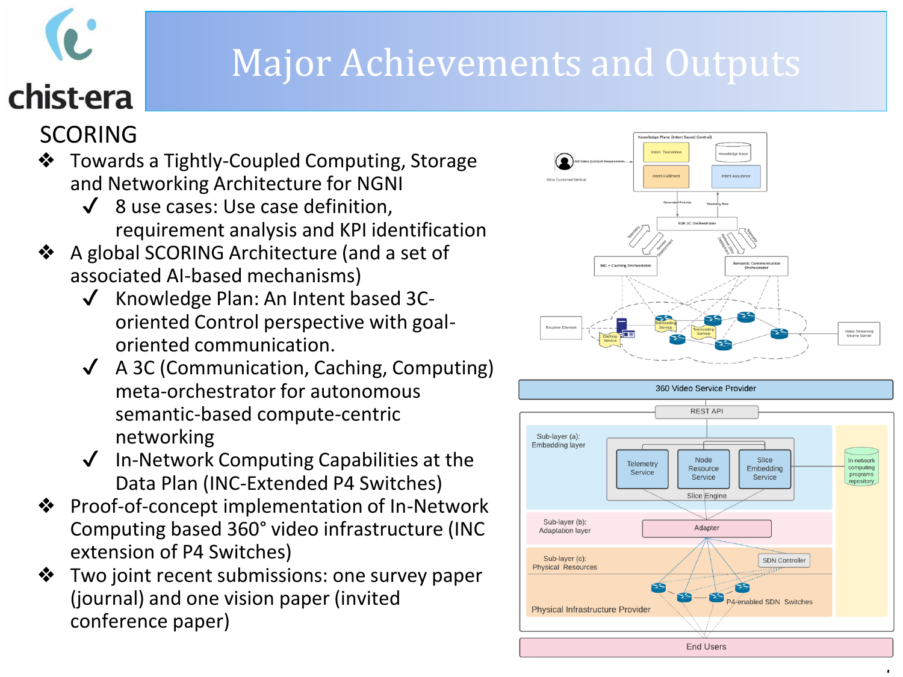# Major Achievements and Outputs

## SCORING

- Towards a Tightly-Coupled Computing, Storage and Networking Architecture for NGNI
  - ✓ 8 use cases: Use case definition, requirement analysis and KPI identification
- A global SCORING Architecture (and a set of associated AI-based mechanisms)
  - ✓ Knowledge Plan: An Intent based 3C-oriented Control perspective with goal-oriented communication.
  - ✓ A 3C (Communication, Caching, Computing) meta-orchestrator for autonomous semantic-based compute-centric networking
  - ✓ In-Network Computing Capabilities at the Data Plan (INC-Extended P4 Switches)
- Proof-of-concept implementation of In-Network Computing based 360° video infrastructure (INC extension of P4 Switches)
- Two joint recent submissions: one survey paper (journal) and one vision paper (invited conference paper)

Knowledge Plane (Intent Based Control)
Intent Translation
Knowledge Base
Intent Fulfilment
Intent Assurance
360 Video QoS/QoE Requirements
Slice Customer/Vertical
Generated Policies
Telemetry Data
E2E 3C Orchestrator
Telemetry
Service Deployment
Network Slice Deployment
Telemetry
INC + Caching Orchestrator
Semantic Communication Orchestrator
Receiver Element
Transcoding Service
Transcoding Service
Caching Service
Video Streaming Source Server

360 Video Service Provider
REST API
Sub-layer (a): Embedding layer
Telemetry Service
Node Resource Service
Slice Embedding Service
Slice Engine
In-network computing programs repository
Sub-layer (b): Adaptation layer
Adapter
Sub-layer (c): Physical Resources
SDN Controller
P4-enabled SDN Switches
Physical Infrastructure Provider
End Users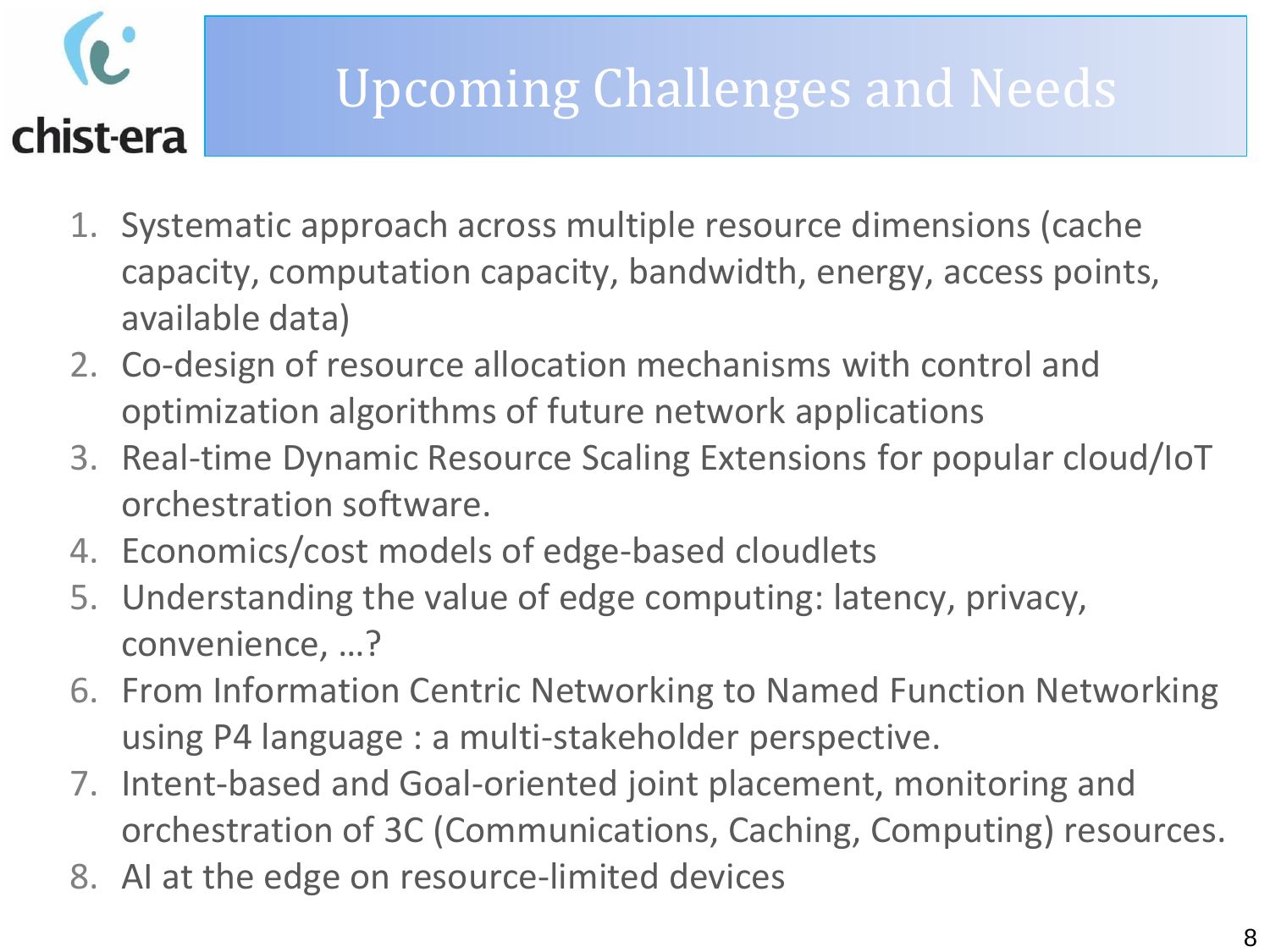# Upcoming Challenges and Needs

1. Systematic approach across multiple resource dimensions (cache capacity, computation capacity, bandwidth, energy, access points, available data)
2. Co-design of resource allocation mechanisms with control and optimization algorithms of future network applications
3. Real-time Dynamic Resource Scaling Extensions for popular cloud/IoT orchestration software.
4. Economics/cost models of edge-based cloudlets
5. Understanding the value of edge computing: latency, privacy, convenience, …?
6. From Information Centric Networking to Named Function Networking using P4 language : a multi-stakeholder perspective.
7. Intent-based and Goal-oriented joint placement, monitoring and orchestration of 3C (Communications, Caching, Computing) resources.
8. AI at the edge on resource-limited devices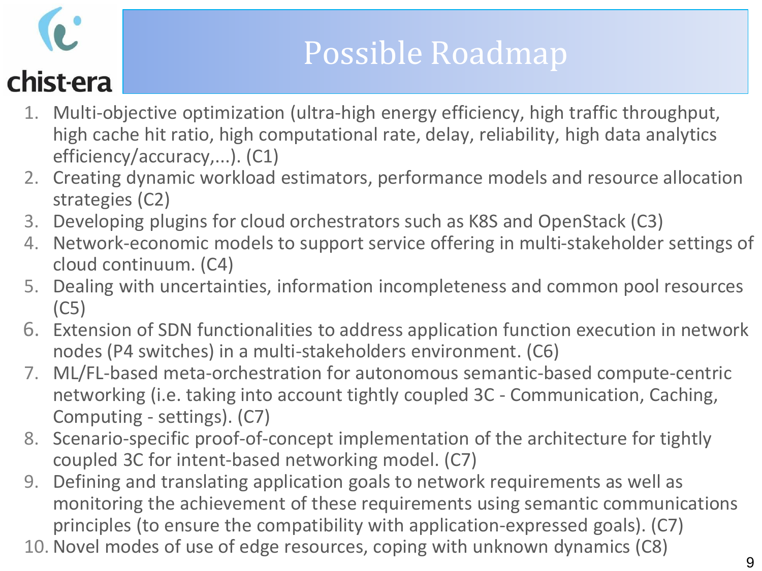# Possible Roadmap

1. Multi-objective optimization (ultra-high energy efficiency, high traffic throughput, high cache hit ratio, high computational rate, delay, reliability, high data analytics efficiency/accuracy,...). (C1)
2. Creating dynamic workload estimators, performance models and resource allocation strategies (C2)
3. Developing plugins for cloud orchestrators such as K8S and OpenStack (C3)
4. Network-economic models to support service offering in multi-stakeholder settings of cloud continuum. (C4)
5. Dealing with uncertainties, information incompleteness and common pool resources (C5)
6. Extension of SDN functionalities to address application function execution in network nodes (P4 switches) in a multi-stakeholders environment. (C6)
7. ML/FL-based meta-orchestration for autonomous semantic-based compute-centric networking (i.e. taking into account tightly coupled 3C - Communication, Caching, Computing - settings). (C7)
8. Scenario-specific proof-of-concept implementation of the architecture for tightly coupled 3C for intent-based networking model. (C7)
9. Defining and translating application goals to network requirements as well as monitoring the achievement of these requirements using semantic communications principles (to ensure the compatibility with application-expressed goals). (C7)
10. Novel modes of use of edge resources, coping with unknown dynamics (C8)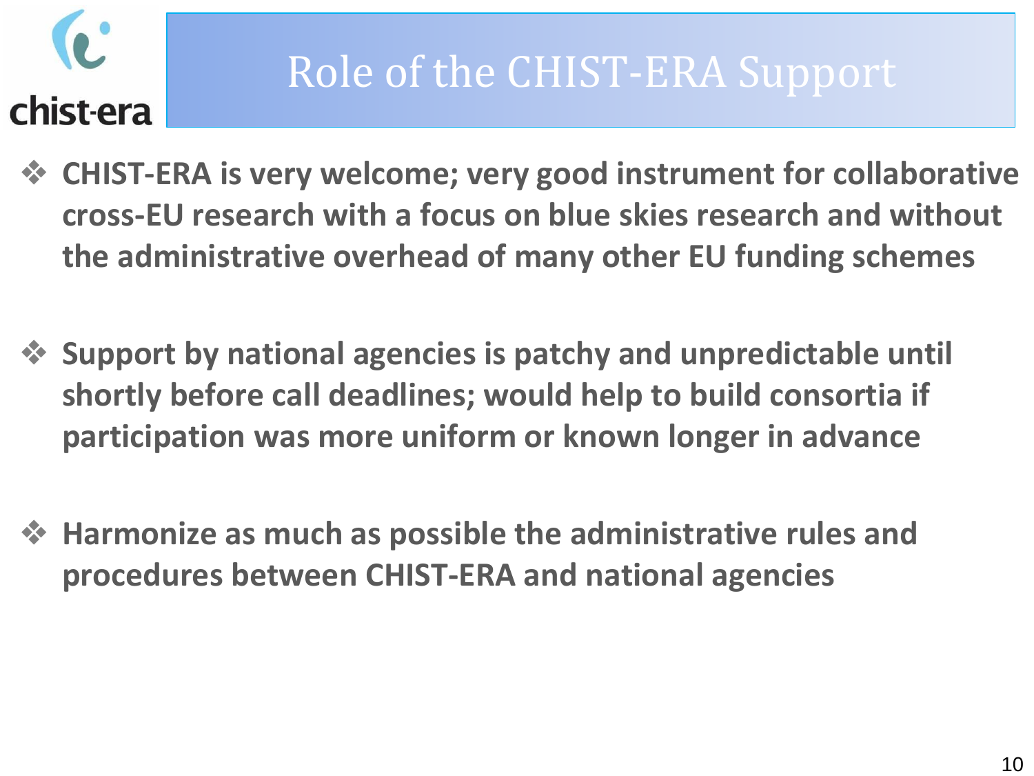# Role of the CHIST-ERA Support

- **CHIST-ERA is very welcome; very good instrument for collaborative cross-EU research with a focus on blue skies research and without the administrative overhead of many other EU funding schemes**

- **Support by national agencies is patchy and unpredictable until shortly before call deadlines; would help to build consortia if participation was more uniform or known longer in advance**

- **Harmonize as much as possible the administrative rules and procedures between CHIST-ERA and national agencies**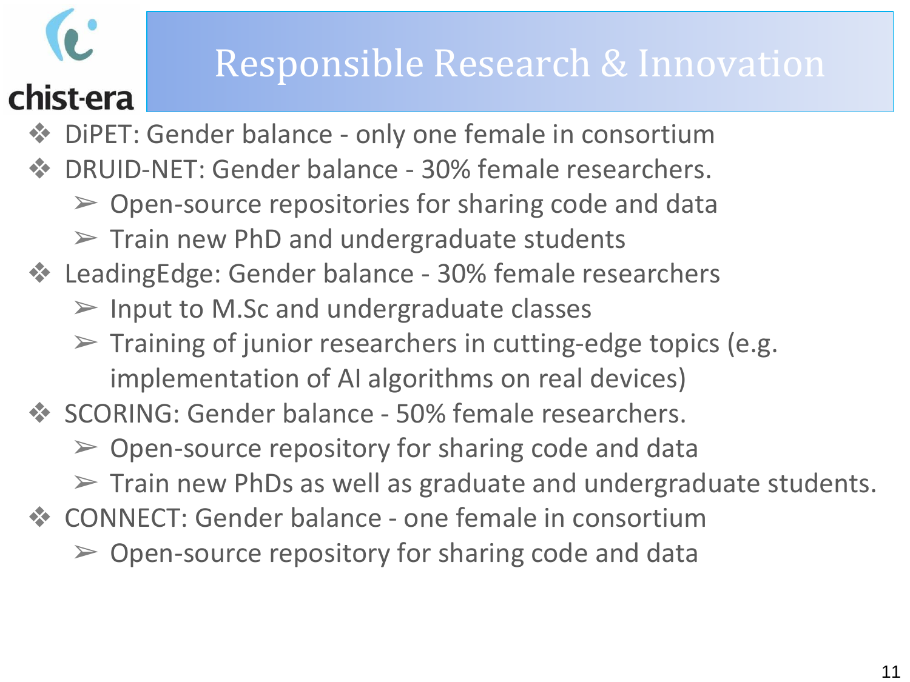# Responsible Research & Innovation

- DiPET: Gender balance - only one female in consortium
- DRUID-NET: Gender balance - 30% female researchers.
  - Open-source repositories for sharing code and data
  - Train new PhD and undergraduate students
- LeadingEdge: Gender balance - 30% female researchers
  - Input to M.Sc and undergraduate classes
  - Training of junior researchers in cutting-edge topics (e.g. implementation of AI algorithms on real devices)
- SCORING: Gender balance - 50% female researchers.
  - Open-source repository for sharing code and data
  - Train new PhDs as well as graduate and undergraduate students.
- CONNECT: Gender balance - one female in consortium
  - Open-source repository for sharing code and data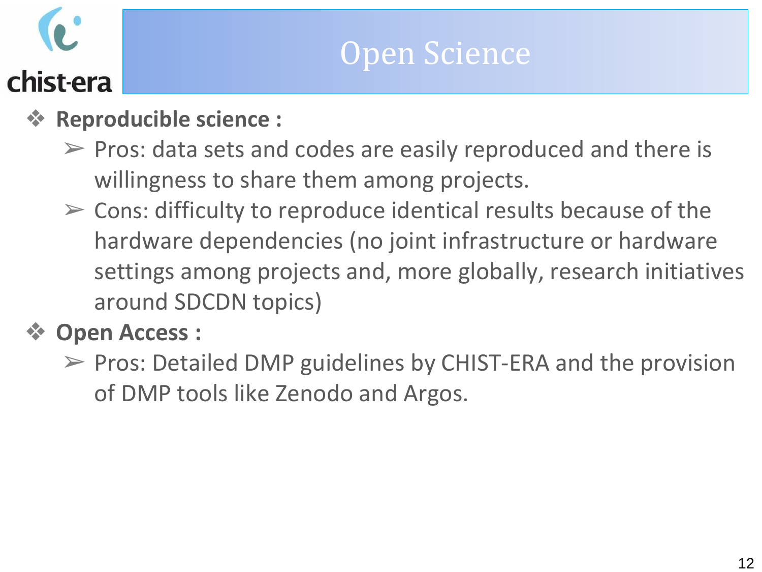# Open Science

- **Reproducible science :**
  - Pros: data sets and codes are easily reproduced and there is willingness to share them among projects.
  - Cons: difficulty to reproduce identical results because of the hardware dependencies (no joint infrastructure or hardware settings among projects and, more globally, research initiatives around SDCDN topics)
- **Open Access :**
  - Pros: Detailed DMP guidelines by CHIST-ERA and the provision of DMP tools like Zenodo and Argos.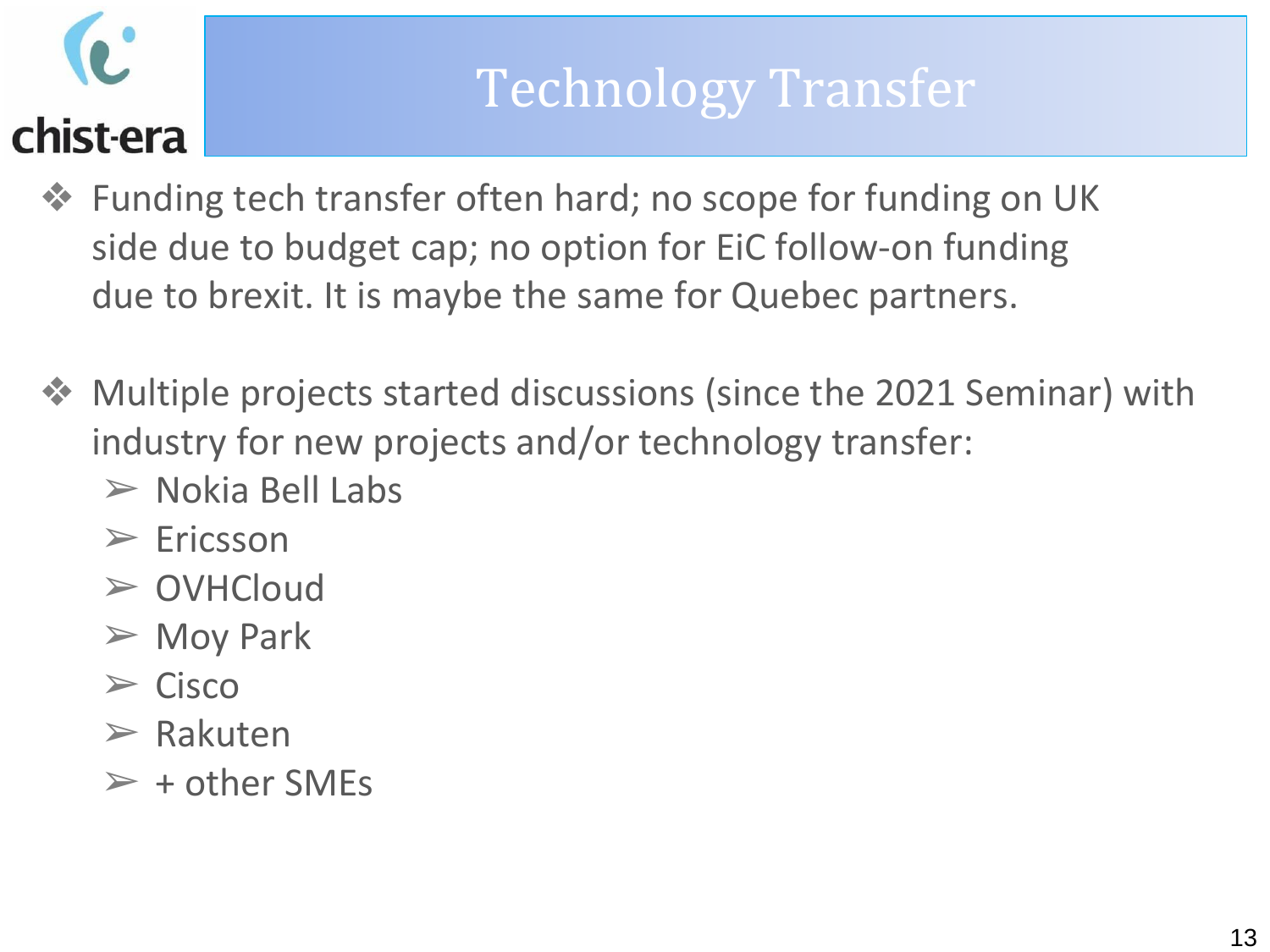# Technology Transfer

- Funding tech transfer often hard; no scope for funding on UK side due to budget cap; no option for EiC follow-on funding due to brexit. It is maybe the same for Quebec partners.

- Multiple projects started discussions (since the 2021 Seminar) with industry for new projects and/or technology transfer:
  - Nokia Bell Labs
  - Ericsson
  - OVHCloud
  - Moy Park
  - Cisco
  - Rakuten
  - + other SMEs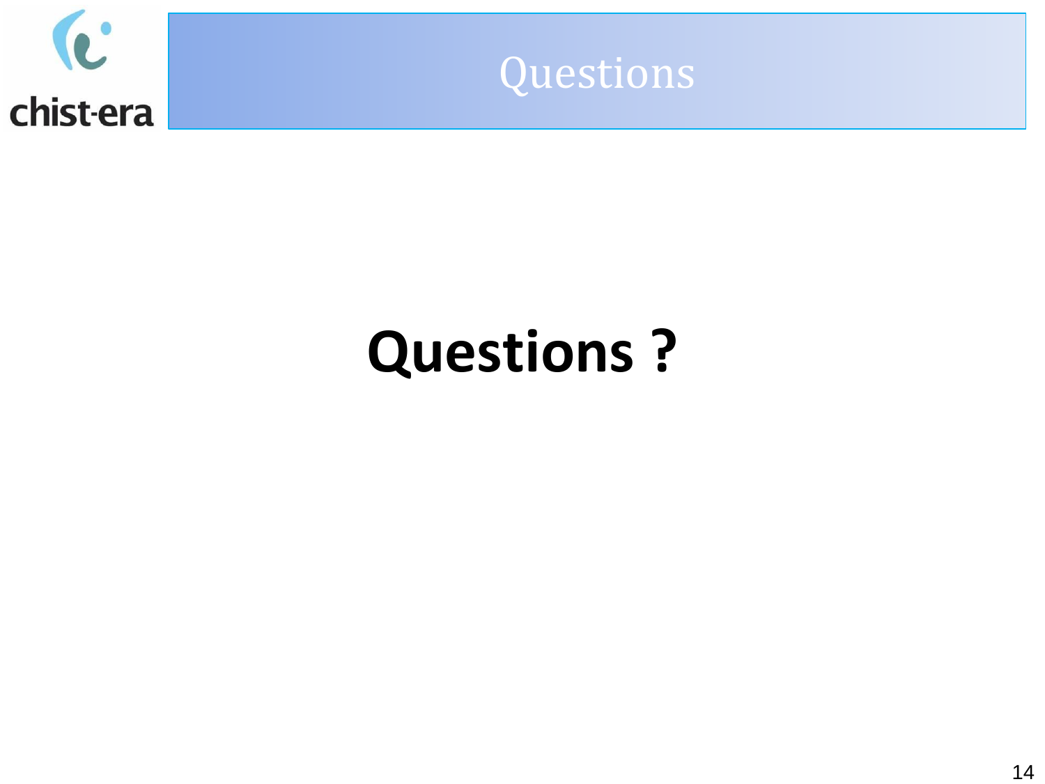chist-era

# Questions

## Questions ?